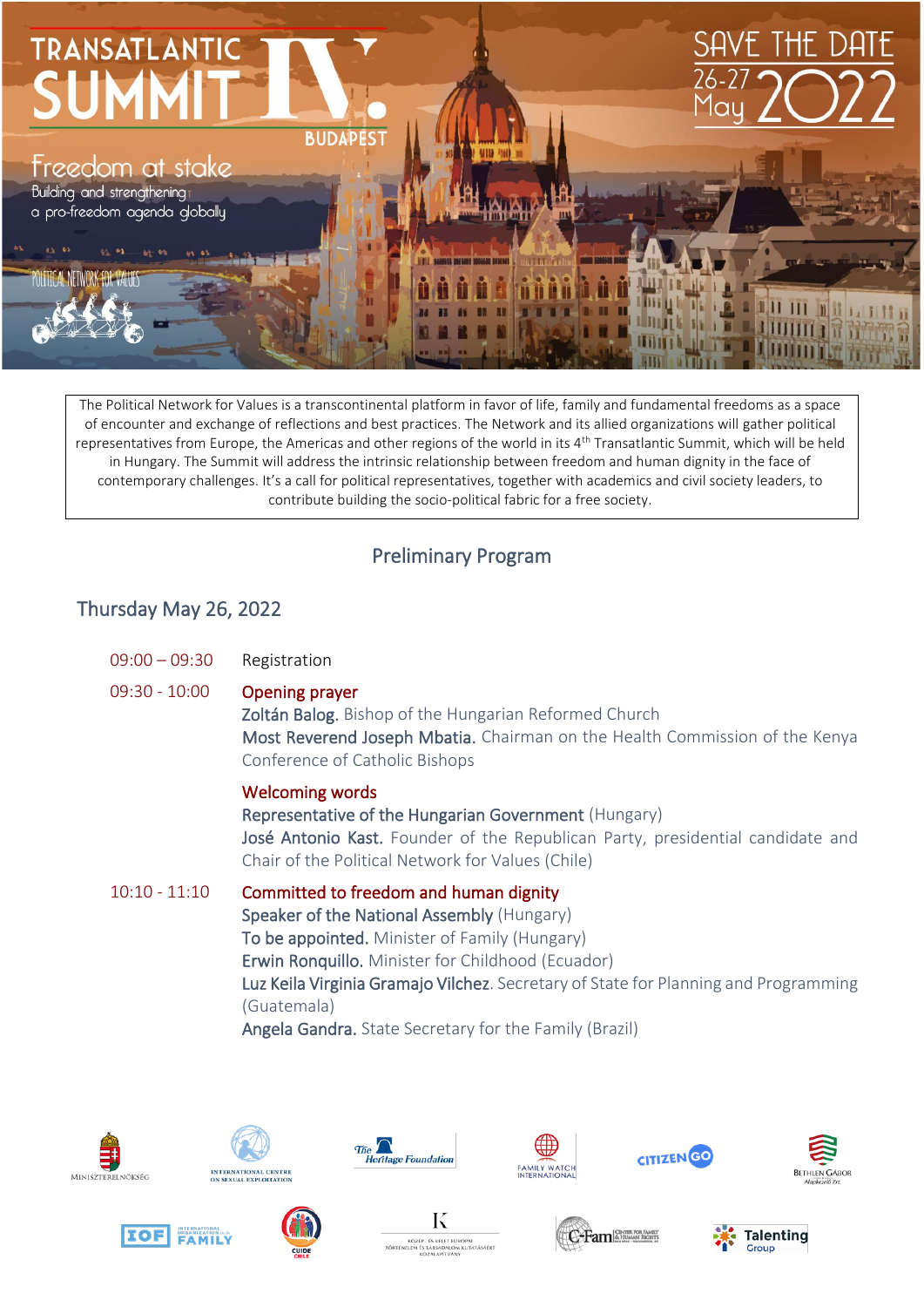# TRANSATLANTIC SUMMIT IV. BUDAPEST

**SAVE THE DATE 26-27 May 2022**

## Freedom at stake

Building and strengthening a pro-freedom agenda globally

POLITICAL NETWORK FOR VALUES

The Political Network for Values is a transcontinental platform in favor of life, family and fundamental freedoms as a space of encounter and exchange of reflections and best practices. The Network and its allied organizations will gather political representatives from Europe, the Americas and other regions of the world in its 4th Transatlantic Summit, which will be held in Hungary. The Summit will address the intrinsic relationship between freedom and human dignity in the face of contemporary challenges. It's a call for political representatives, together with academics and civil society leaders, to contribute building the socio-political fabric for a free society.

## Preliminary Program

### Thursday May 26, 2022

**09:00 – 09:30** Registration

**09:30 - 10:00** **Opening prayer**

**Zoltán Balog.** Bishop of the Hungarian Reformed Church

**Most Reverend Joseph Mbatia.** Chairman on the Health Commission of the Kenya Conference of Catholic Bishops

**Welcoming words**

**Representative of the Hungarian Government** (Hungary)

**José Antonio Kast.** Founder of the Republican Party, presidential candidate and Chair of the Political Network for Values (Chile)

**10:10 - 11:10** **Committed to freedom and human dignity**

**Speaker of the National Assembly** (Hungary)

**To be appointed.** Minister of Family (Hungary)

**Erwin Ronquillo.** Minister for Childhood (Ecuador)

**Luz Keila Virginia Gramajo Vilchez.** Secretary of State for Planning and Programming (Guatemala)

**Angela Gandra.** State Secretary for the Family (Brazil)

MINISZTERELNÖKSÉG · INTERNATIONAL CENTRE ON SEXUAL EXPLOITATION · The Heritage Foundation · FAMILY WATCH INTERNATIONAL · CITIZENGO · BETHLEN GÁBOR Alapkezelő Zrt. · IOF INTERNATIONAL ORGANIZATION for the FAMILY · CUIDE CHILE · K KÖZÉP- ÉS KELET-EURÓPAI TÖRTÉNELEM ÉS TÁRSADALOM KUTATÁSÁÉRT KÖZALAPÍTVÁNY · C-Fam CENTER FOR FAMILY & HUMAN RIGHTS · Talenting Group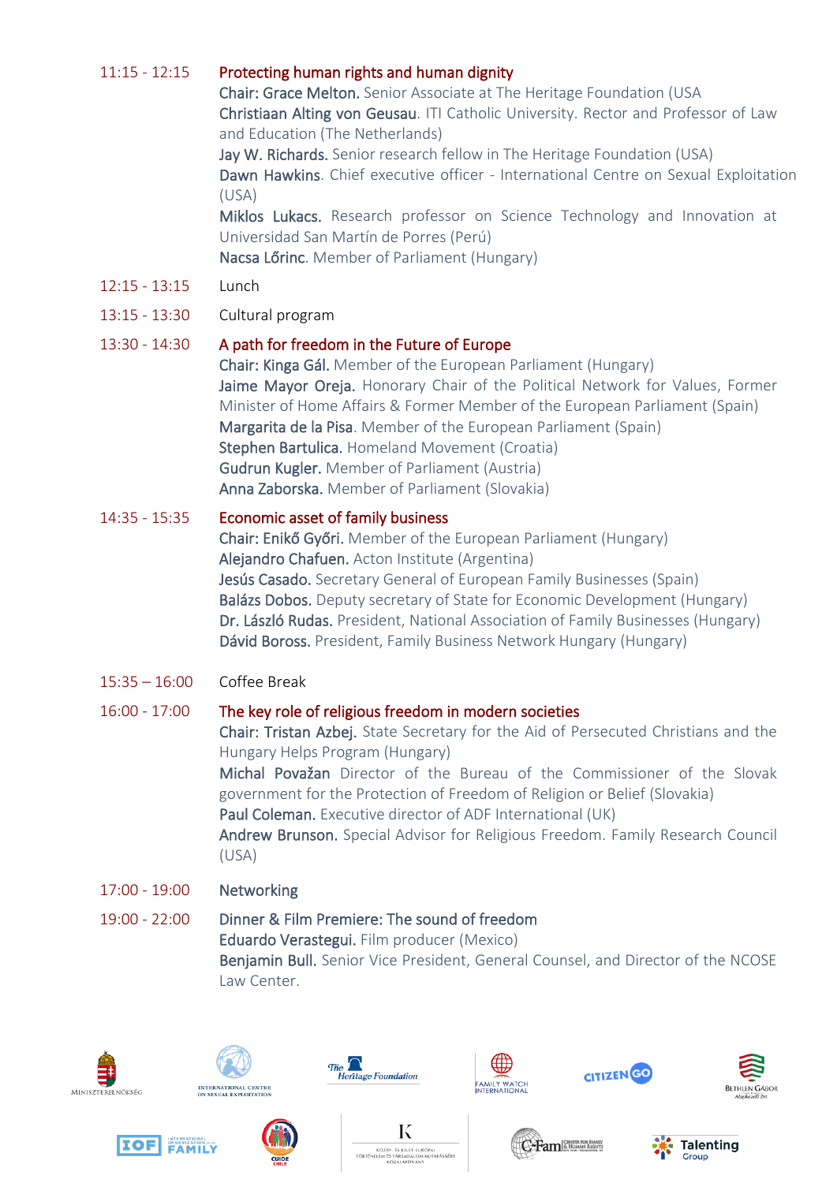**11:15 - 12:15** **Protecting human rights and human dignity**

**Chair: Grace Melton.** Senior Associate at The Heritage Foundation (USA

**Christiaan Alting von Geusau**. ITI Catholic University. Rector and Professor of Law and Education (The Netherlands)

**Jay W. Richards.** Senior research fellow in The Heritage Foundation (USA)

**Dawn Hawkins**. Chief executive officer - International Centre on Sexual Exploitation (USA)

**Miklos Lukacs.** Research professor on Science Technology and Innovation at Universidad San Martín de Porres (Perú)

**Nacsa Lőrinc**. Member of Parliament (Hungary)

**12:15 - 13:15** Lunch

**13:15 - 13:30** Cultural program

**13:30 - 14:30** **A path for freedom in the Future of Europe**

**Chair: Kinga Gál.** Member of the European Parliament (Hungary)

**Jaime Mayor Oreja.** Honorary Chair of the Political Network for Values, Former Minister of Home Affairs & Former Member of the European Parliament (Spain)

**Margarita de la Pisa**. Member of the European Parliament (Spain)

**Stephen Bartulica.** Homeland Movement (Croatia)

**Gudrun Kugler.** Member of Parliament (Austria)

**Anna Zaborska.** Member of Parliament (Slovakia)

**14:35 - 15:35** **Economic asset of family business**

**Chair: Enikő Győri.** Member of the European Parliament (Hungary)

**Alejandro Chafuen.** Acton Institute (Argentina)

**Jesús Casado.** Secretary General of European Family Businesses (Spain)

**Balázs Dobos.** Deputy secretary of State for Economic Development (Hungary)

**Dr. László Rudas.** President, National Association of Family Businesses (Hungary)

**Dávid Boross.** President, Family Business Network Hungary (Hungary)

**15:35 – 16:00** Coffee Break

**16:00 - 17:00** **The key role of religious freedom in modern societies**

**Chair: Tristan Azbej.** State Secretary for the Aid of Persecuted Christians and the Hungary Helps Program (Hungary)

**Michal Považan** Director of the Bureau of the Commissioner of the Slovak government for the Protection of Freedom of Religion or Belief (Slovakia)

**Paul Coleman.** Executive director of ADF International (UK)

**Andrew Brunson.** Special Advisor for Religious Freedom. Family Research Council (USA)

**17:00 - 19:00** Networking

**19:00 - 22:00** **Dinner & Film Premiere: The sound of freedom**

**Eduardo Verastegui.** Film producer (Mexico)

**Benjamin Bull.** Senior Vice President, General Counsel, and Director of the NCOSE Law Center.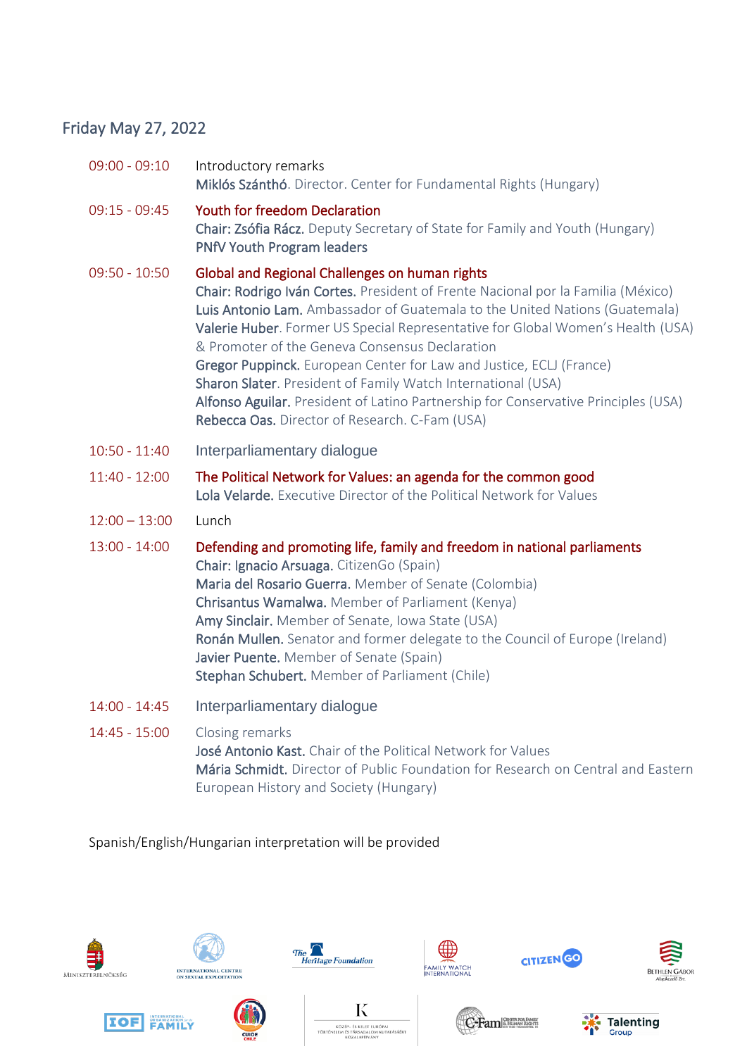## Friday May 27, 2022

| | |
|---|---|
| 09:00 - 09:10 | Introductory remarks<br>**Miklós Szánthó**. Director. Center for Fundamental Rights (Hungary) |
| 09:15 - 09:45 | **Youth for freedom Declaration**<br>**Chair: Zsófia Rácz.** Deputy Secretary of State for Family and Youth (Hungary)<br>**PNfV Youth Program leaders** |
| 09:50 - 10:50 | **Global and Regional Challenges on human rights**<br>**Chair: Rodrigo Iván Cortes.** President of Frente Nacional por la Familia (México)<br>**Luis Antonio Lam.** Ambassador of Guatemala to the United Nations (Guatemala)<br>**Valerie Huber**. Former US Special Representative for Global Women's Health (USA) & Promoter of the Geneva Consensus Declaration<br>**Gregor Puppinck.** European Center for Law and Justice, ECLJ (France)<br>**Sharon Slater**. President of Family Watch International (USA)<br>**Alfonso Aguilar.** President of Latino Partnership for Conservative Principles (USA)<br>**Rebecca Oas.** Director of Research. C-Fam (USA) |
| 10:50 - 11:40 | Interparliamentary dialogue |
| 11:40 - 12:00 | **The Political Network for Values: an agenda for the common good**<br>**Lola Velarde.** Executive Director of the Political Network for Values |
| 12:00 – 13:00 | Lunch |
| 13:00 - 14:00 | **Defending and promoting life, family and freedom in national parliaments**<br>**Chair: Ignacio Arsuaga.** CitizenGo (Spain)<br>**Maria del Rosario Guerra.** Member of Senate (Colombia)<br>**Chrisantus Wamalwa.** Member of Parliament (Kenya)<br>**Amy Sinclair.** Member of Senate, Iowa State (USA)<br>**Ronán Mullen.** Senator and former delegate to the Council of Europe (Ireland)<br>**Javier Puente.** Member of Senate (Spain)<br>**Stephan Schubert.** Member of Parliament (Chile) |
| 14:00 - 14:45 | Interparliamentary dialogue |
| 14:45 - 15:00 | Closing remarks<br>**José Antonio Kast.** Chair of the Political Network for Values<br>**Mária Schmidt.** Director of Public Foundation for Research on Central and Eastern European History and Society (Hungary) |

Spanish/English/Hungarian interpretation will be provided

MINISZTERELNÖKSÉG · INTERNATIONAL CENTRE ON SEXUAL EXPLOITATION · The Heritage Foundation · FAMILY WATCH INTERNATIONAL · CITIZEN GO · BETHLEN GÁBOR Alapkezelő Zrt.

IOF INTERNATIONAL ORGANIZATION for the FAMILY · CUIDE CHILE · KÖZÉP- ÉS KELET-EURÓPAI TÖRTÉNELEM ÉS TÁRSADALOM KUTATÁSÁÉRT KÖZALAPÍTVÁNY · C-Fam CENTER FOR FAMILY & HUMAN RIGHTS · Talenting Group